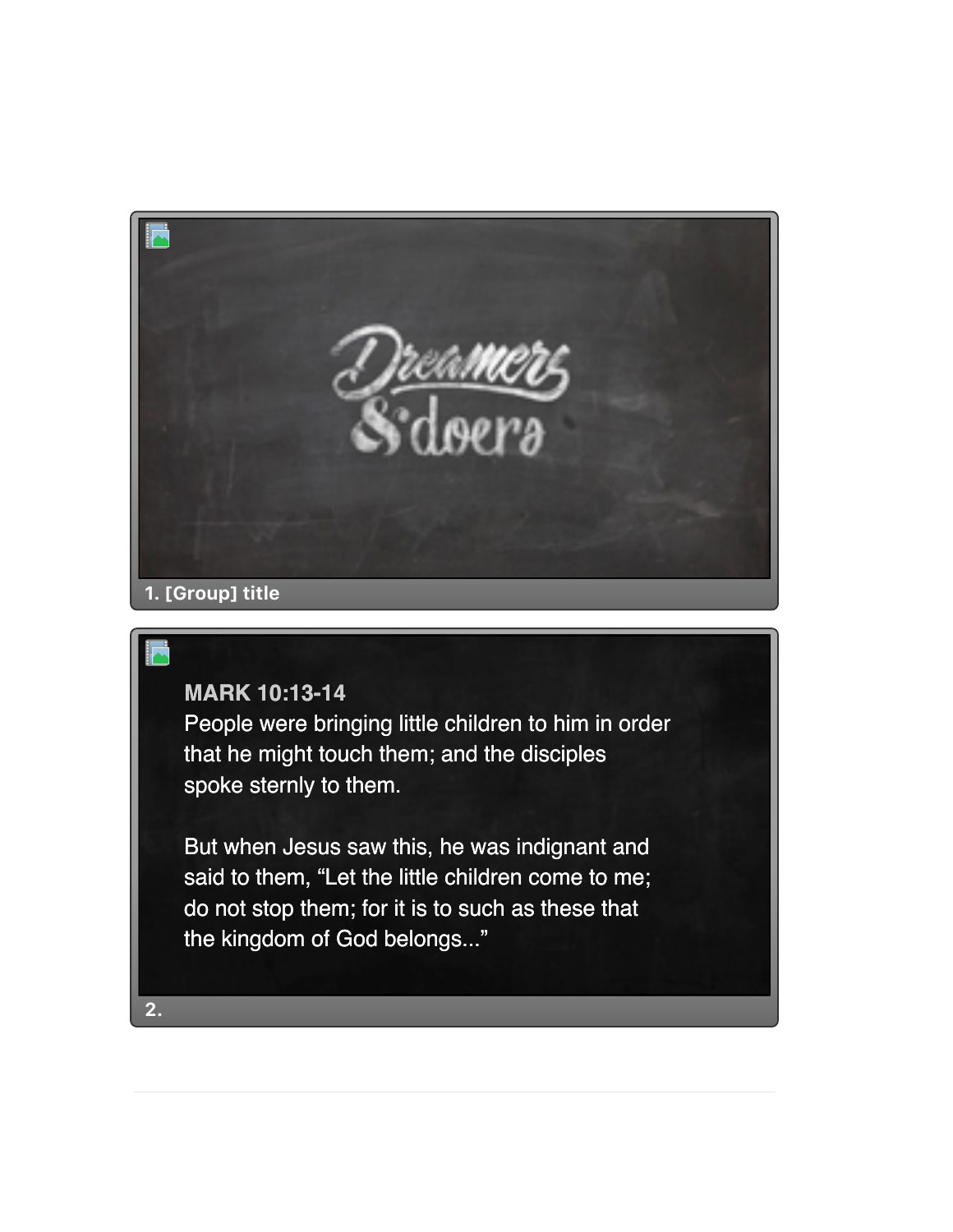Dreamers & doers

1. [Group] title

**MARK 10:13-14**

People were bringing little children to him in order that he might touch them; and the disciples spoke sternly to them.

But when Jesus saw this, he was indignant and said to them, “Let the little children come to me; do not stop them; for it is to such as these that the kingdom of God belongs...”

2.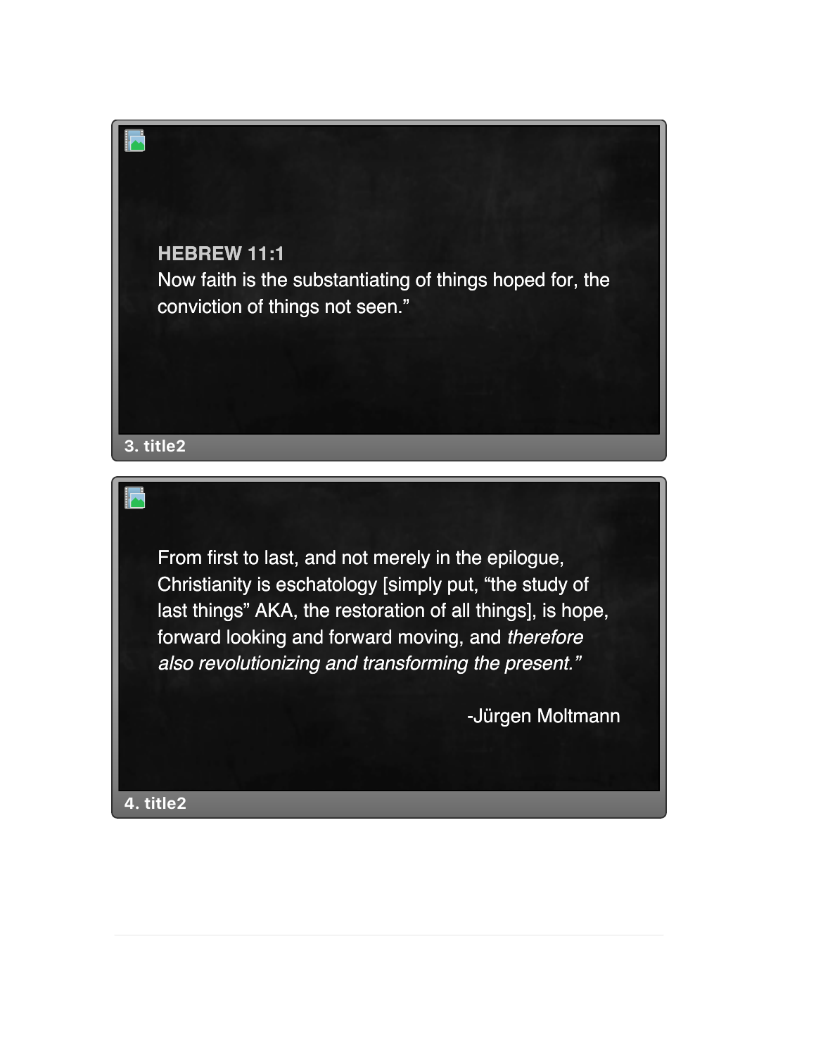**HEBREW 11:1**
Now faith is the substantiating of things hoped for, the conviction of things not seen."

3. title2

From first to last, and not merely in the epilogue, Christianity is eschatology [simply put, "the study of last things" AKA, the restoration of all things], is hope, forward looking and forward moving, and *therefore also revolutionizing and transforming the present."*

-Jürgen Moltmann

4. title2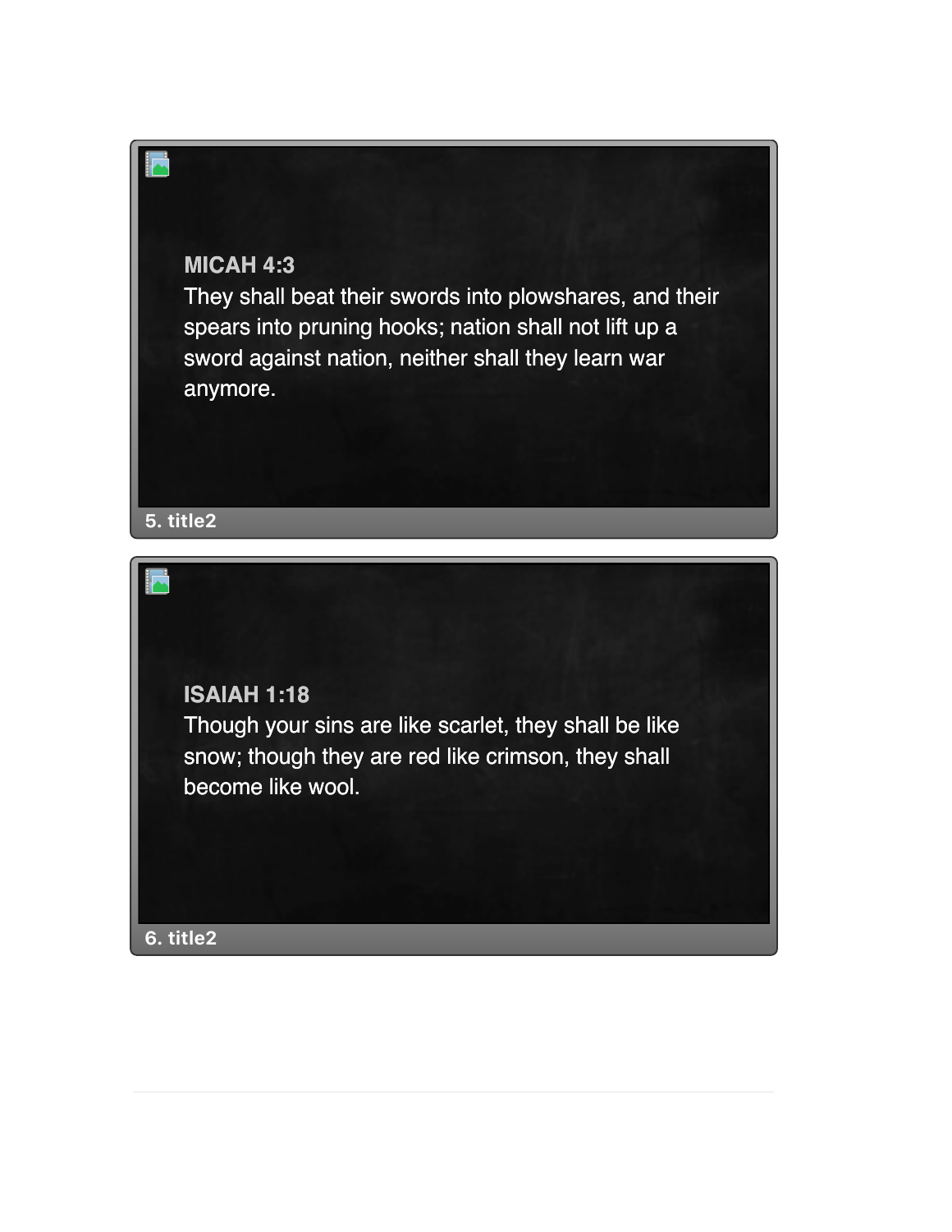**MICAH 4:3**
They shall beat their swords into plowshares, and their spears into pruning hooks; nation shall not lift up a sword against nation, neither shall they learn war anymore.

5. title2

**ISAIAH 1:18**
Though your sins are like scarlet, they shall be like snow; though they are red like crimson, they shall become like wool.

6. title2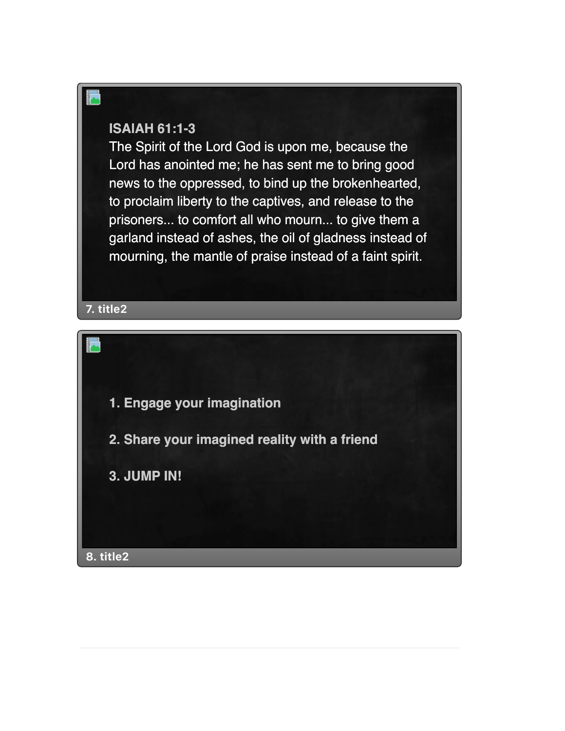**ISAIAH 61:1-3**
The Spirit of the Lord God is upon me, because the Lord has anointed me; he has sent me to bring good news to the oppressed, to bind up the brokenhearted, to proclaim liberty to the captives, and release to the prisoners... to comfort all who mourn... to give them a garland instead of ashes, the oil of gladness instead of mourning, the mantle of praise instead of a faint spirit.

7. title2

1. Engage your imagination

2. Share your imagined reality with a friend

3. JUMP IN!

8. title2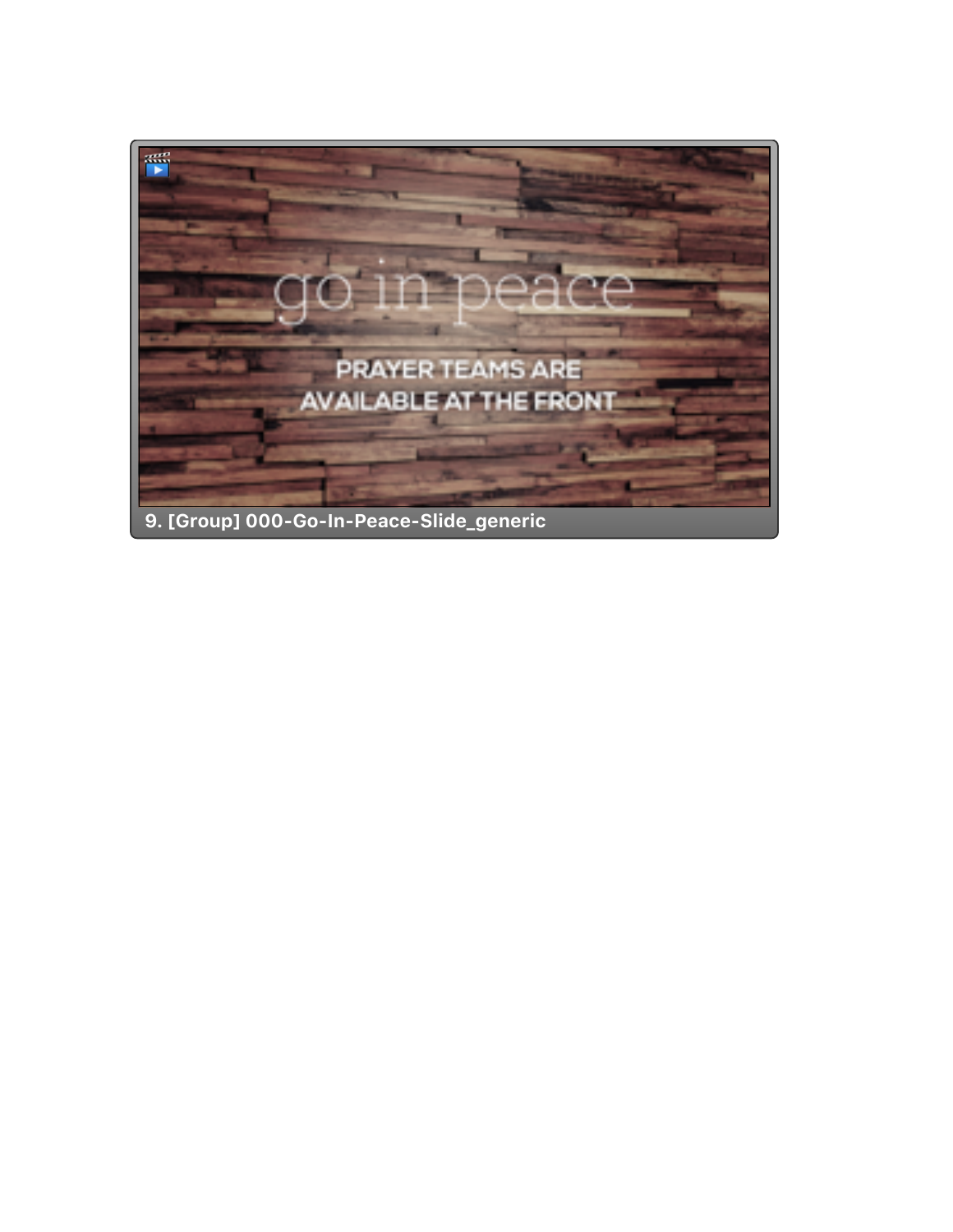go in peace

PRAYER TEAMS ARE
AVAILABLE AT THE FRONT

9. [Group] 000-Go-In-Peace-Slide_generic